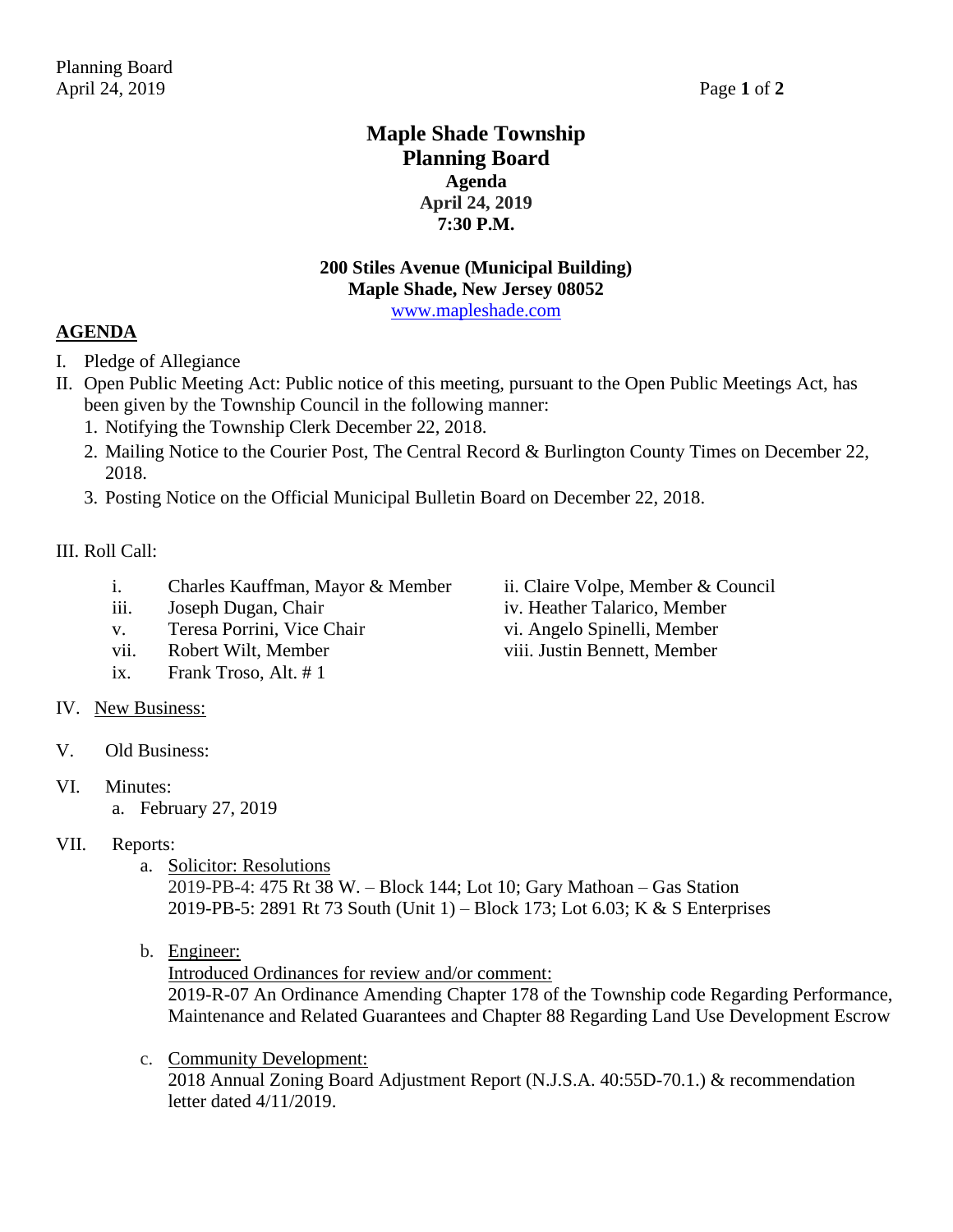# Maple Shade Township
# Planning Board
### Agenda
### April 24, 2019
### 7:30 P.M.

**200 Stiles Avenue (Municipal Building)**
**Maple Shade, New Jersey 08052**
www.mapleshade.com

## AGENDA

I. Pledge of Allegiance

II. Open Public Meeting Act: Public notice of this meeting, pursuant to the Open Public Meetings Act, has been given by the Township Council in the following manner:
   1. Notifying the Township Clerk December 22, 2018.
   2. Mailing Notice to the Courier Post, The Central Record & Burlington County Times on December 22, 2018.
   3. Posting Notice on the Official Municipal Bulletin Board on December 22, 2018.

III. Roll Call:

   i. Charles Kauffman, Mayor & Member
   ii. Claire Volpe, Member & Council
   iii. Joseph Dugan, Chair
   iv. Heather Talarico, Member
   v. Teresa Porrini, Vice Chair
   vi. Angelo Spinelli, Member
   vii. Robert Wilt, Member
   viii. Justin Bennett, Member
   ix. Frank Troso, Alt. # 1

IV. New Business:

V. Old Business:

VI. Minutes:
   a. February 27, 2019

VII. Reports:
   a. Solicitor: Resolutions
      2019-PB-4: 475 Rt 38 W. – Block 144; Lot 10; Gary Mathoan – Gas Station
      2019-PB-5: 2891 Rt 73 South (Unit 1) – Block 173; Lot 6.03; K & S Enterprises

   b. Engineer:
      Introduced Ordinances for review and/or comment:
      2019-R-07 An Ordinance Amending Chapter 178 of the Township code Regarding Performance, Maintenance and Related Guarantees and Chapter 88 Regarding Land Use Development Escrow

   c. Community Development:
      2018 Annual Zoning Board Adjustment Report (N.J.S.A. 40:55D-70.1.) & recommendation letter dated 4/11/2019.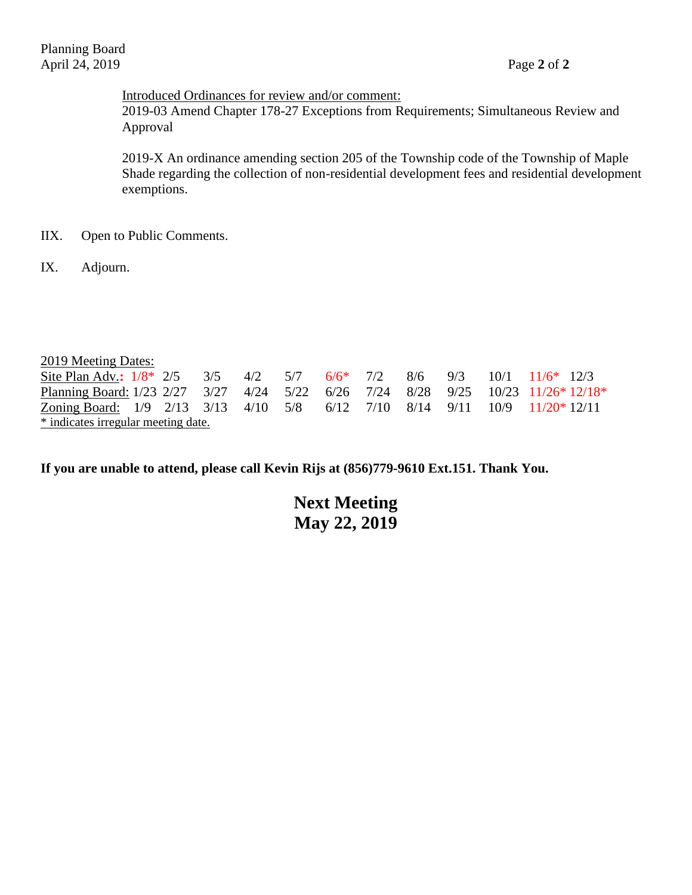Introduced Ordinances for review and/or comment:
2019-03 Amend Chapter 178-27 Exceptions from Requirements; Simultaneous Review and Approval

2019-X An ordinance amending section 205 of the Township code of the Township of Maple Shade regarding the collection of non-residential development fees and residential development exemptions.

IIX. Open to Public Comments.

IX. Adjourn.

2019 Meeting Dates:

| | | | | | | | | | | | | |
|---|---|---|---|---|---|---|---|---|---|---|---|---|
| Site Plan Adv.: | 1/8* | 2/5 | 3/5 | 4/2 | 5/7 | 6/6* | 7/2 | 8/6 | 9/3 | 10/1 | 11/6* | 12/3 |
| Planning Board: | 1/23 | 2/27 | 3/27 | 4/24 | 5/22 | 6/26 | 7/24 | 8/28 | 9/25 | 10/23 | 11/26* | 12/18* |
| Zoning Board: | 1/9 | 2/13 | 3/13 | 4/10 | 5/8 | 6/12 | 7/10 | 8/14 | 9/11 | 10/9 | 11/20* | 12/11 |

* indicates irregular meeting date.

**If you are unable to attend, please call Kevin Rijs at (856)779-9610 Ext.151. Thank You.**

**Next Meeting**
**May 22, 2019**